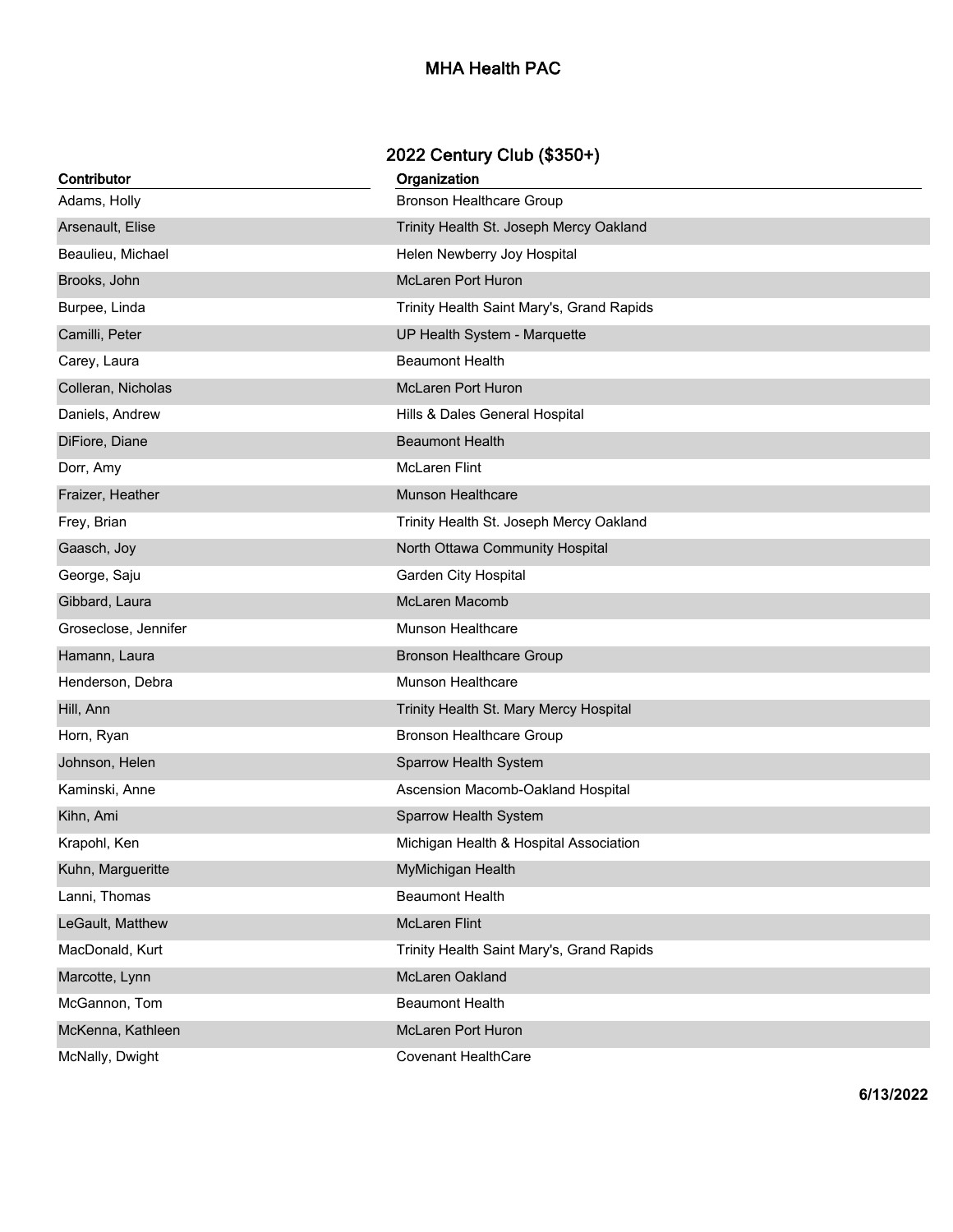# MHA Health PAC

## 2022 Century Club ($350+)

| Contributor | Organization |
|---|---|
| Adams, Holly | Bronson Healthcare Group |
| Arsenault, Elise | Trinity Health St. Joseph Mercy Oakland |
| Beaulieu, Michael | Helen Newberry Joy Hospital |
| Brooks, John | McLaren Port Huron |
| Burpee, Linda | Trinity Health Saint Mary's, Grand Rapids |
| Camilli, Peter | UP Health System - Marquette |
| Carey, Laura | Beaumont Health |
| Colleran, Nicholas | McLaren Port Huron |
| Daniels, Andrew | Hills & Dales General Hospital |
| DiFiore, Diane | Beaumont Health |
| Dorr, Amy | McLaren Flint |
| Fraizer, Heather | Munson Healthcare |
| Frey, Brian | Trinity Health St. Joseph Mercy Oakland |
| Gaasch, Joy | North Ottawa Community Hospital |
| George, Saju | Garden City Hospital |
| Gibbard, Laura | McLaren Macomb |
| Groseclose, Jennifer | Munson Healthcare |
| Hamann, Laura | Bronson Healthcare Group |
| Henderson, Debra | Munson Healthcare |
| Hill, Ann | Trinity Health St. Mary Mercy Hospital |
| Horn, Ryan | Bronson Healthcare Group |
| Johnson, Helen | Sparrow Health System |
| Kaminski, Anne | Ascension Macomb-Oakland Hospital |
| Kihn, Ami | Sparrow Health System |
| Krapohl, Ken | Michigan Health & Hospital Association |
| Kuhn, Margueritte | MyMichigan Health |
| Lanni, Thomas | Beaumont Health |
| LeGault, Matthew | McLaren Flint |
| MacDonald, Kurt | Trinity Health Saint Mary's, Grand Rapids |
| Marcotte, Lynn | McLaren Oakland |
| McGannon, Tom | Beaumont Health |
| McKenna, Kathleen | McLaren Port Huron |
| McNally, Dwight | Covenant HealthCare |

**6/13/2022**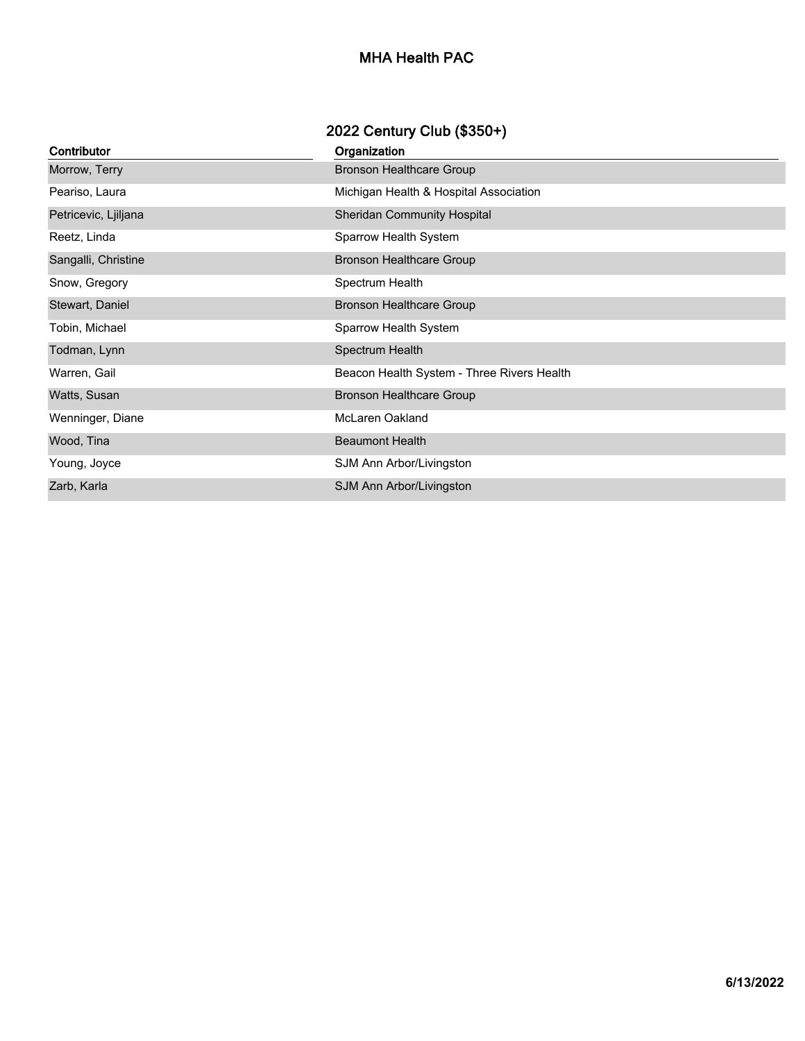## MHA Health PAC

### 2022 Century Club ($350+)

| Contributor | Organization |
| --- | --- |
| Morrow, Terry | Bronson Healthcare Group |
| Peariso, Laura | Michigan Health & Hospital Association |
| Petricevic, Ljiljana | Sheridan Community Hospital |
| Reetz, Linda | Sparrow Health System |
| Sangalli, Christine | Bronson Healthcare Group |
| Snow, Gregory | Spectrum Health |
| Stewart, Daniel | Bronson Healthcare Group |
| Tobin, Michael | Sparrow Health System |
| Todman, Lynn | Spectrum Health |
| Warren, Gail | Beacon Health System - Three Rivers Health |
| Watts, Susan | Bronson Healthcare Group |
| Wenninger, Diane | McLaren Oakland |
| Wood, Tina | Beaumont Health |
| Young, Joyce | SJM Ann Arbor/Livingston |
| Zarb, Karla | SJM Ann Arbor/Livingston |

**6/13/2022**